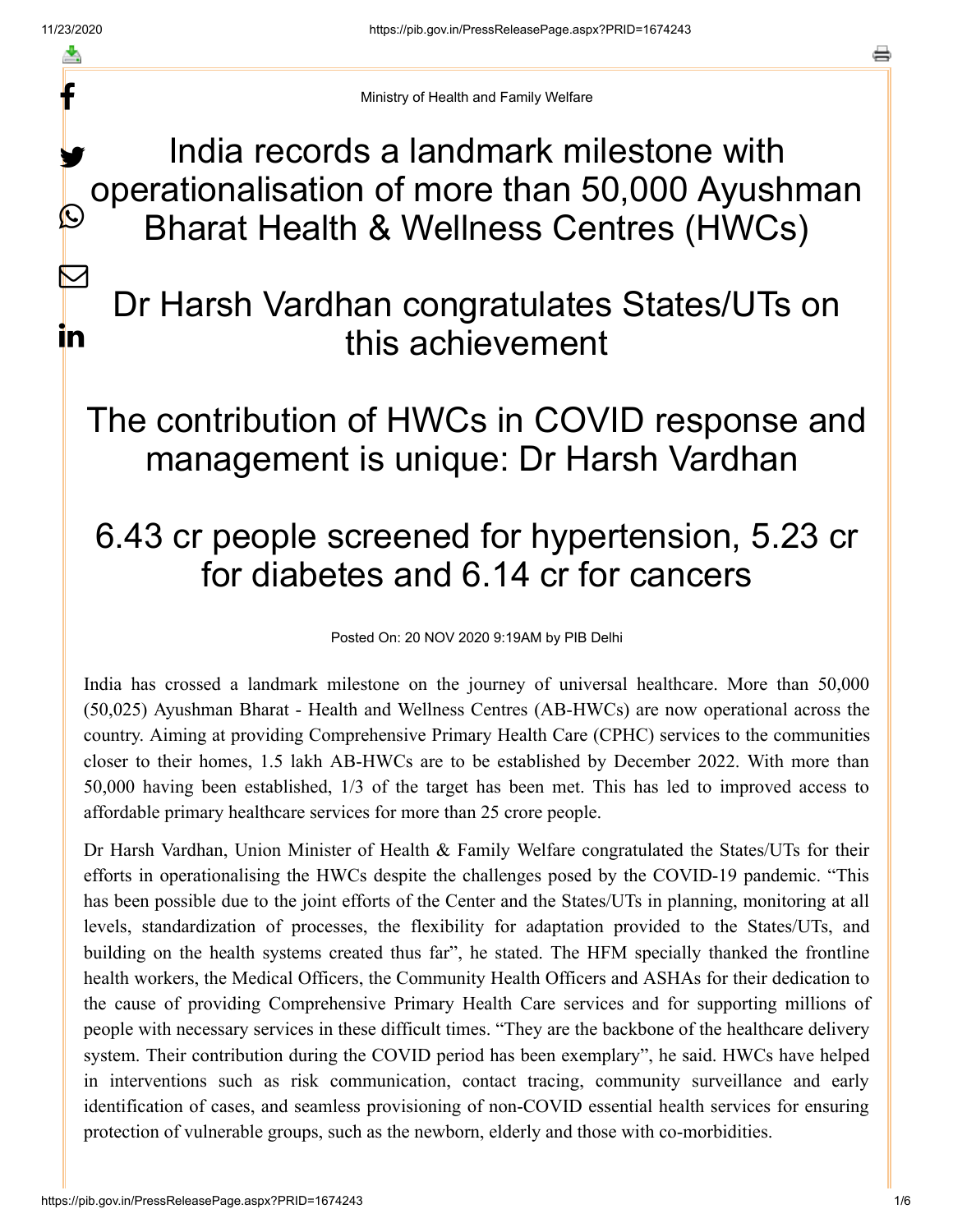Ministry of Health and Family Welfare

# India records a landmark milestone with operationalisation of more than 50,000 Ayushman Bharat Health & Wellness Centres (HWCs)

# Dr Harsh Vardhan congratulates States/UTs on this achievement

# The contribution of HWCs in COVID response and management is unique: Dr Harsh Vardhan

# 6.43 cr people screened for hypertension, 5.23 cr for diabetes and 6.14 cr for cancers

Posted On: 20 NOV 2020 9:19AM by PIB Delhi

India has crossed a landmark milestone on the journey of universal healthcare. More than 50,000 (50,025) Ayushman Bharat - Health and Wellness Centres (AB-HWCs) are now operational across the country. Aiming at providing Comprehensive Primary Health Care (CPHC) services to the communities closer to their homes, 1.5 lakh AB-HWCs are to be established by December 2022. With more than 50,000 having been established, 1/3 of the target has been met. This has led to improved access to affordable primary healthcare services for more than 25 crore people.

Dr Harsh Vardhan, Union Minister of Health & Family Welfare congratulated the States/UTs for their efforts in operationalising the HWCs despite the challenges posed by the COVID-19 pandemic. “This has been possible due to the joint efforts of the Center and the States/UTs in planning, monitoring at all levels, standardization of processes, the flexibility for adaptation provided to the States/UTs, and building on the health systems created thus far”, he stated. The HFM specially thanked the frontline health workers, the Medical Officers, the Community Health Officers and ASHAs for their dedication to the cause of providing Comprehensive Primary Health Care services and for supporting millions of people with necessary services in these difficult times. “They are the backbone of the healthcare delivery system. Their contribution during the COVID period has been exemplary”, he said. HWCs have helped in interventions such as risk communication, contact tracing, community surveillance and early identification of cases, and seamless provisioning of non-COVID essential health services for ensuring protection of vulnerable groups, such as the newborn, elderly and those with co-morbidities.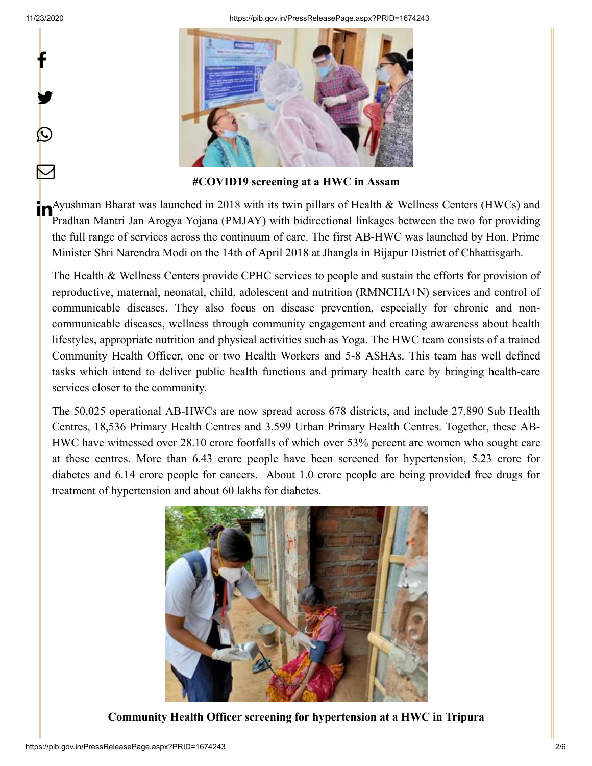**#COVID19 screening at a HWC in Assam**

Ayushman Bharat was launched in 2018 with its twin pillars of Health & Wellness Centers (HWCs) and Pradhan Mantri Jan Arogya Yojana (PMJAY) with bidirectional linkages between the two for providing the full range of services across the continuum of care. The first AB-HWC was launched by Hon. Prime Minister Shri Narendra Modi on the 14th of April 2018 at Jhangla in Bijapur District of Chhattisgarh.

The Health & Wellness Centers provide CPHC services to people and sustain the efforts for provision of reproductive, maternal, neonatal, child, adolescent and nutrition (RMNCHA+N) services and control of communicable diseases. They also focus on disease prevention, especially for chronic and non-communicable diseases, wellness through community engagement and creating awareness about health lifestyles, appropriate nutrition and physical activities such as Yoga. The HWC team consists of a trained Community Health Officer, one or two Health Workers and 5-8 ASHAs. This team has well defined tasks which intend to deliver public health functions and primary health care by bringing health-care services closer to the community.

The 50,025 operational AB-HWCs are now spread across 678 districts, and include 27,890 Sub Health Centres, 18,536 Primary Health Centres and 3,599 Urban Primary Health Centres. Together, these AB-HWC have witnessed over 28.10 crore footfalls of which over 53% percent are women who sought care at these centres. More than 6.43 crore people have been screened for hypertension, 5.23 crore for diabetes and 6.14 crore people for cancers. About 1.0 crore people are being provided free drugs for treatment of hypertension and about 60 lakhs for diabetes.

**Community Health Officer screening for hypertension at a HWC in Tripura**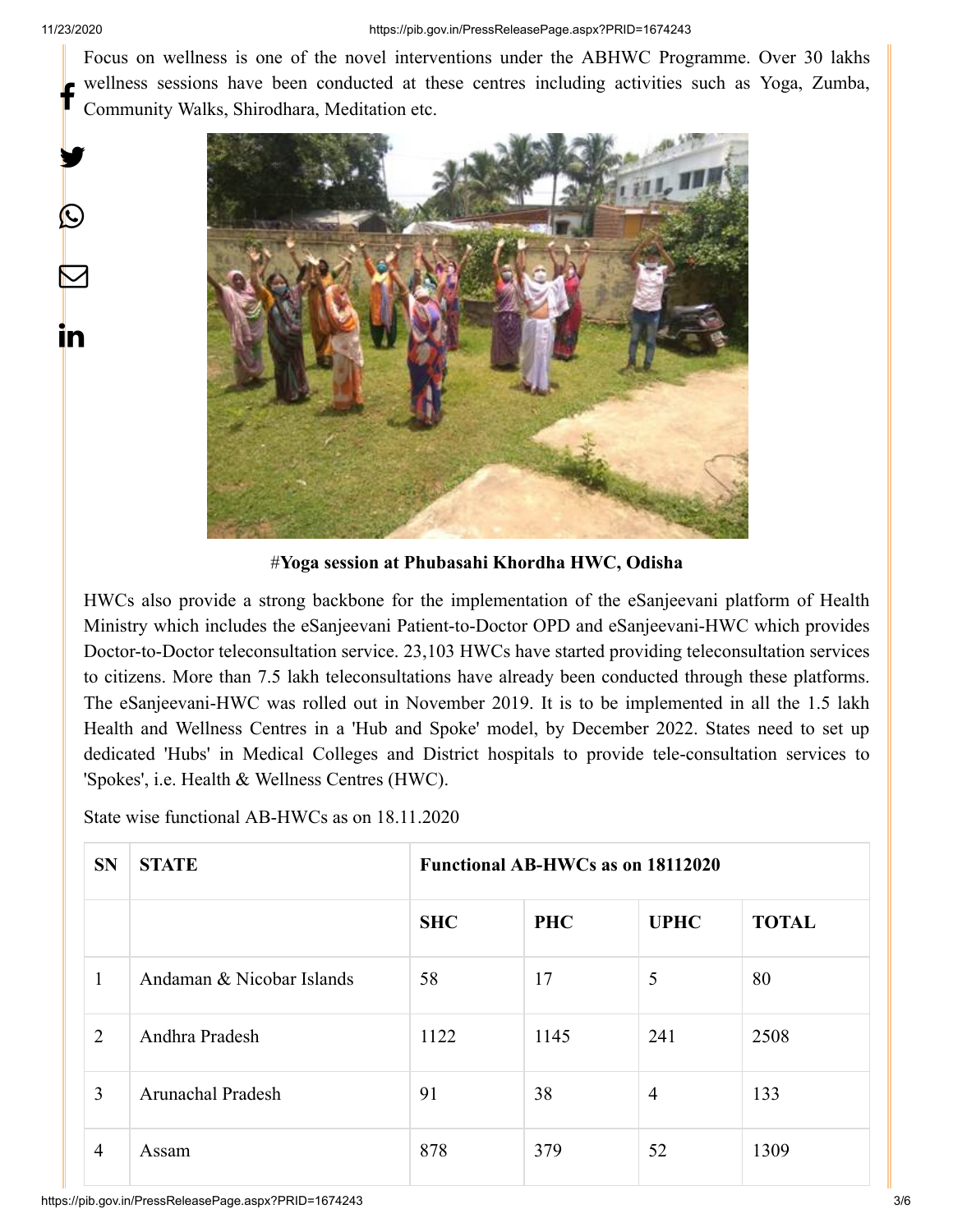Focus on wellness is one of the novel interventions under the ABHWC Programme. Over 30 lakhs wellness sessions have been conducted at these centres including activities such as Yoga, Zumba, Community Walks, Shirodhara, Meditation etc.

#**Yoga session at Phubasahi Khordha HWC, Odisha**

HWCs also provide a strong backbone for the implementation of the eSanjeevani platform of Health Ministry which includes the eSanjeevani Patient-to-Doctor OPD and eSanjeevani-HWC which provides Doctor-to-Doctor teleconsultation service. 23,103 HWCs have started providing teleconsultation services to citizens. More than 7.5 lakh teleconsultations have already been conducted through these platforms. The eSanjeevani-HWC was rolled out in November 2019. It is to be implemented in all the 1.5 lakh Health and Wellness Centres in a 'Hub and Spoke' model, by December 2022. States need to set up dedicated 'Hubs' in Medical Colleges and District hospitals to provide tele-consultation services to 'Spokes', i.e. Health & Wellness Centres (HWC).

State wise functional AB-HWCs as on 18.11.2020

| SN | STATE | Functional AB-HWCs as on 18112020 | | | |
|---|---|---|---|---|---|
| | | SHC | PHC | UPHC | TOTAL |
| 1 | Andaman & Nicobar Islands | 58 | 17 | 5 | 80 |
| 2 | Andhra Pradesh | 1122 | 1145 | 241 | 2508 |
| 3 | Arunachal Pradesh | 91 | 38 | 4 | 133 |
| 4 | Assam | 878 | 379 | 52 | 1309 |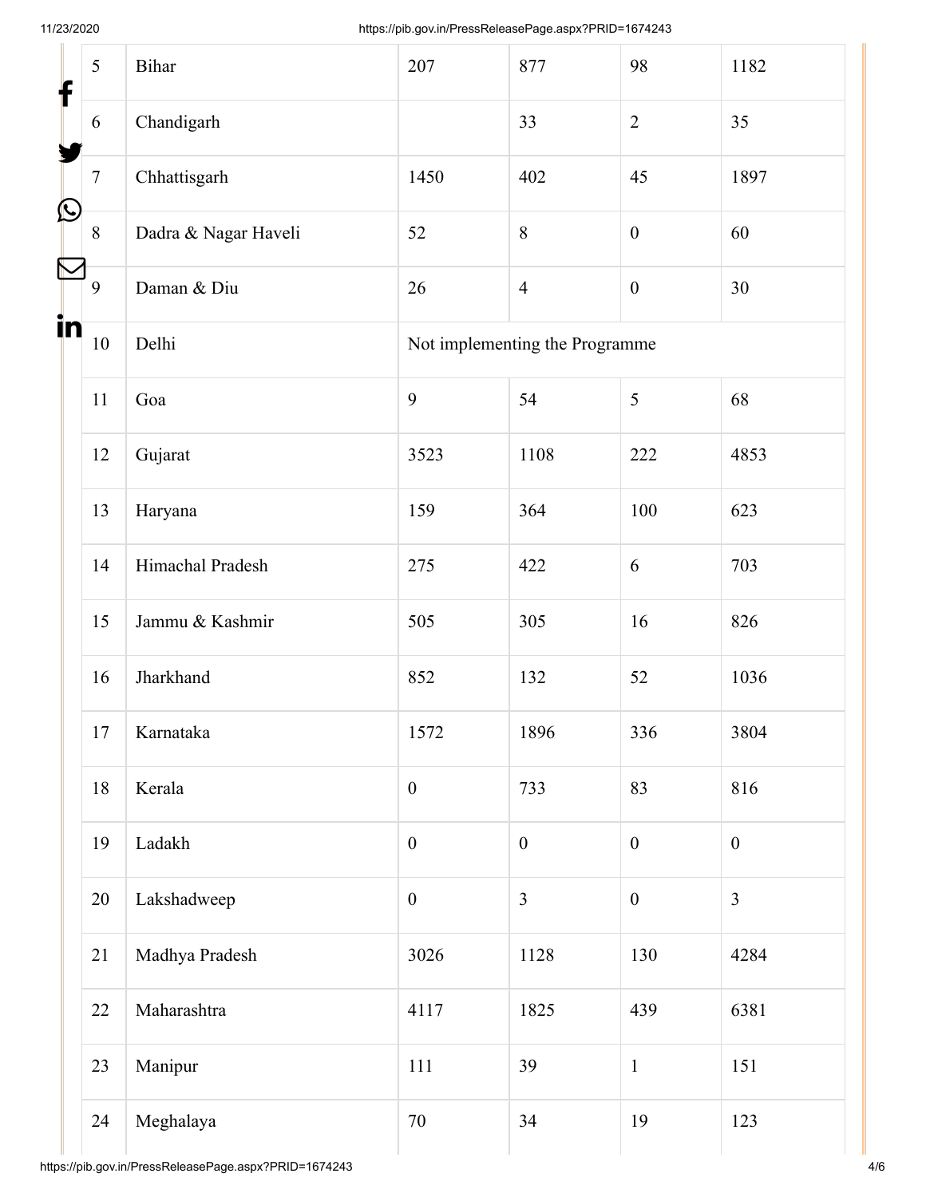| | | | | | |
|---|---|---|---|---|---|
| 5 | Bihar | 207 | 877 | 98 | 1182 |
| 6 | Chandigarh | | 33 | 2 | 35 |
| 7 | Chhattisgarh | 1450 | 402 | 45 | 1897 |
| 8 | Dadra & Nagar Haveli | 52 | 8 | 0 | 60 |
| 9 | Daman & Diu | 26 | 4 | 0 | 30 |
| 10 | Delhi | Not implementing the Programme | | | |
| 11 | Goa | 9 | 54 | 5 | 68 |
| 12 | Gujarat | 3523 | 1108 | 222 | 4853 |
| 13 | Haryana | 159 | 364 | 100 | 623 |
| 14 | Himachal Pradesh | 275 | 422 | 6 | 703 |
| 15 | Jammu & Kashmir | 505 | 305 | 16 | 826 |
| 16 | Jharkhand | 852 | 132 | 52 | 1036 |
| 17 | Karnataka | 1572 | 1896 | 336 | 3804 |
| 18 | Kerala | 0 | 733 | 83 | 816 |
| 19 | Ladakh | 0 | 0 | 0 | 0 |
| 20 | Lakshadweep | 0 | 3 | 0 | 3 |
| 21 | Madhya Pradesh | 3026 | 1128 | 130 | 4284 |
| 22 | Maharashtra | 4117 | 1825 | 439 | 6381 |
| 23 | Manipur | 111 | 39 | 1 | 151 |
| 24 | Meghalaya | 70 | 34 | 19 | 123 |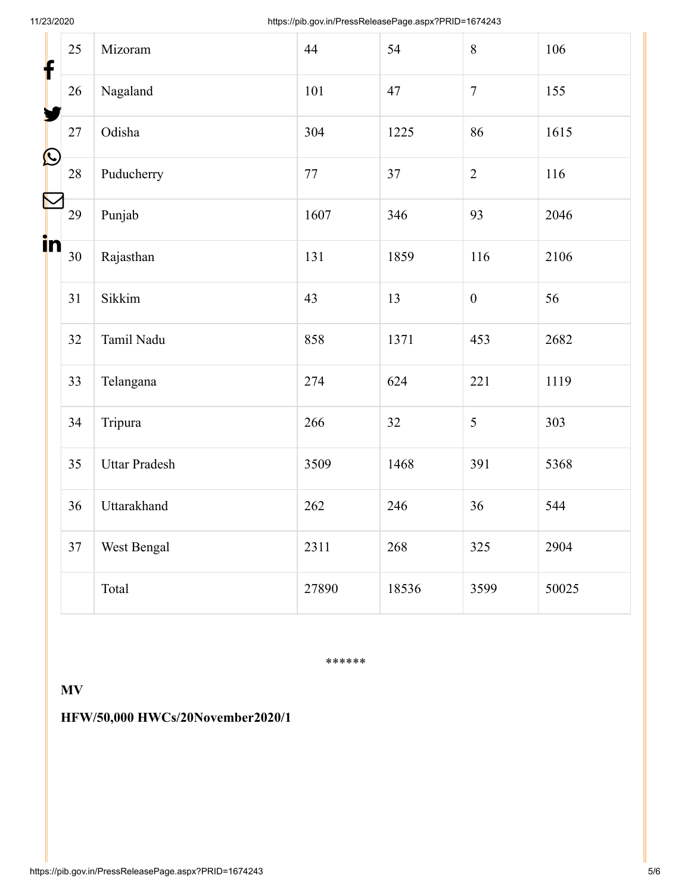| | | | | | |
|---|---|---|---|---|---|
| 25 | Mizoram | 44 | 54 | 8 | 106 |
| 26 | Nagaland | 101 | 47 | 7 | 155 |
| 27 | Odisha | 304 | 1225 | 86 | 1615 |
| 28 | Puducherry | 77 | 37 | 2 | 116 |
| 29 | Punjab | 1607 | 346 | 93 | 2046 |
| 30 | Rajasthan | 131 | 1859 | 116 | 2106 |
| 31 | Sikkim | 43 | 13 | 0 | 56 |
| 32 | Tamil Nadu | 858 | 1371 | 453 | 2682 |
| 33 | Telangana | 274 | 624 | 221 | 1119 |
| 34 | Tripura | 266 | 32 | 5 | 303 |
| 35 | Uttar Pradesh | 3509 | 1468 | 391 | 5368 |
| 36 | Uttarakhand | 262 | 246 | 36 | 544 |
| 37 | West Bengal | 2311 | 268 | 325 | 2904 |
| | Total | 27890 | 18536 | 3599 | 50025 |

******

**MV**

**HFW/50,000 HWCs/20November2020/1**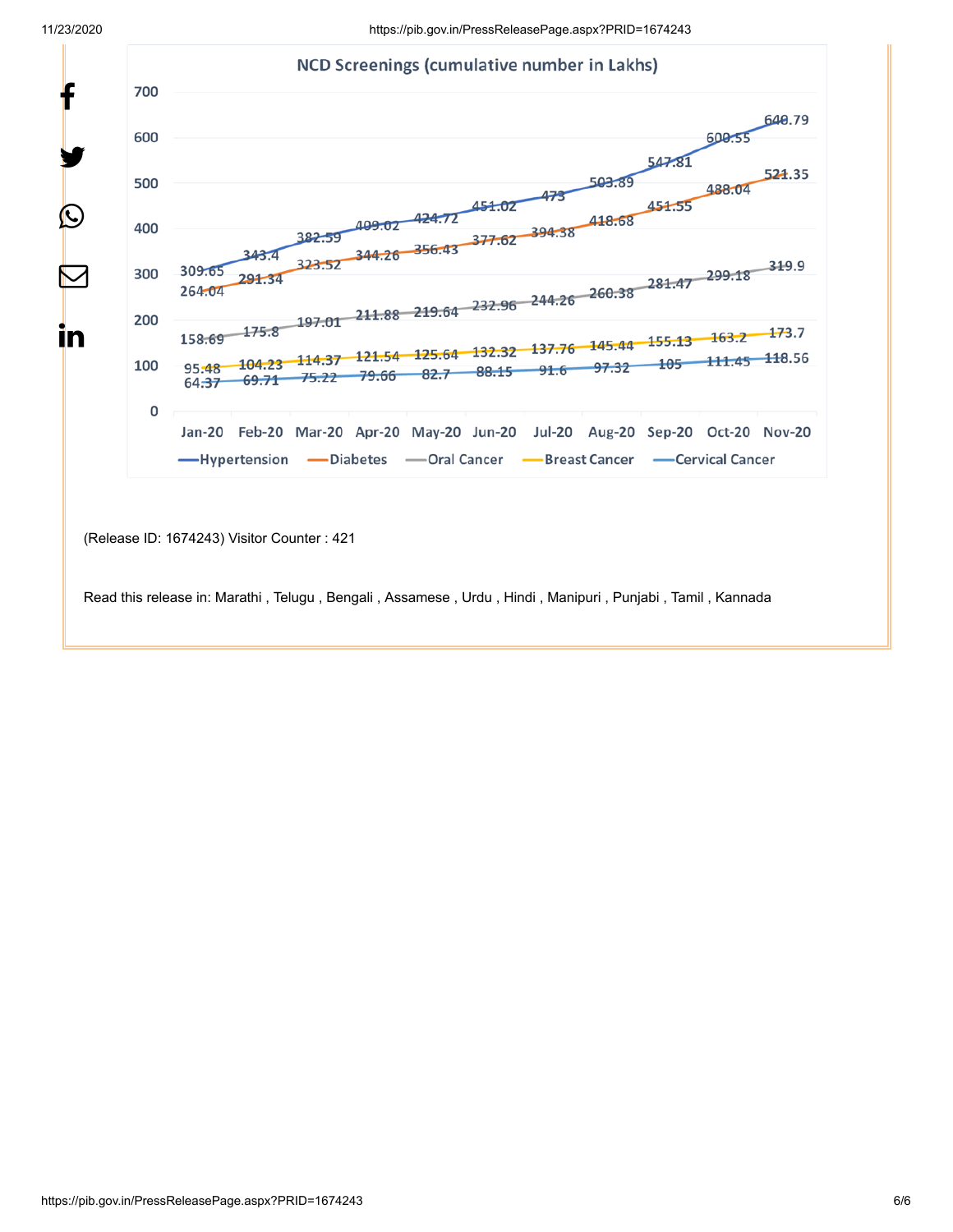NCD Screenings (cumulative number in Lakhs)

700
600
500
400
300
200
100
0

Jan-20 Feb-20 Mar-20 Apr-20 May-20 Jun-20 Jul-20 Aug-20 Sep-20 Oct-20 Nov-20

Hypertension: 309.65, 343.4, 382.59, 409.02, 424.72, 451.02, 473, 503.89, 547.81, 600.55, 640.79

Diabetes: 264.04, 291.34, 323.52, 344.26, 356.43, 377.62, 394.38, 418.68, 451.55, 488.04, 521.35

Oral Cancer: 158.69, 175.8, 197.01, 211.88, 219.64, 232.96, 244.26, 260.38, 281.47, 299.18, 319.9

Breast Cancer: 95.48, 104.23, 114.37, 121.54, 125.64, 132.32, 137.76, 145.44, 155.13, 163.2, 173.7

Cervical Cancer: 64.37, 69.71, 75.22, 79.66, 82.7, 88.15, 91.6, 97.32, 105, 111.45, 118.56

Hypertension Diabetes Oral Cancer Breast Cancer Cervical Cancer

(Release ID: 1674243) Visitor Counter : 421

Read this release in: Marathi , Telugu , Bengali , Assamese , Urdu , Hindi , Manipuri , Punjabi , Tamil , Kannada